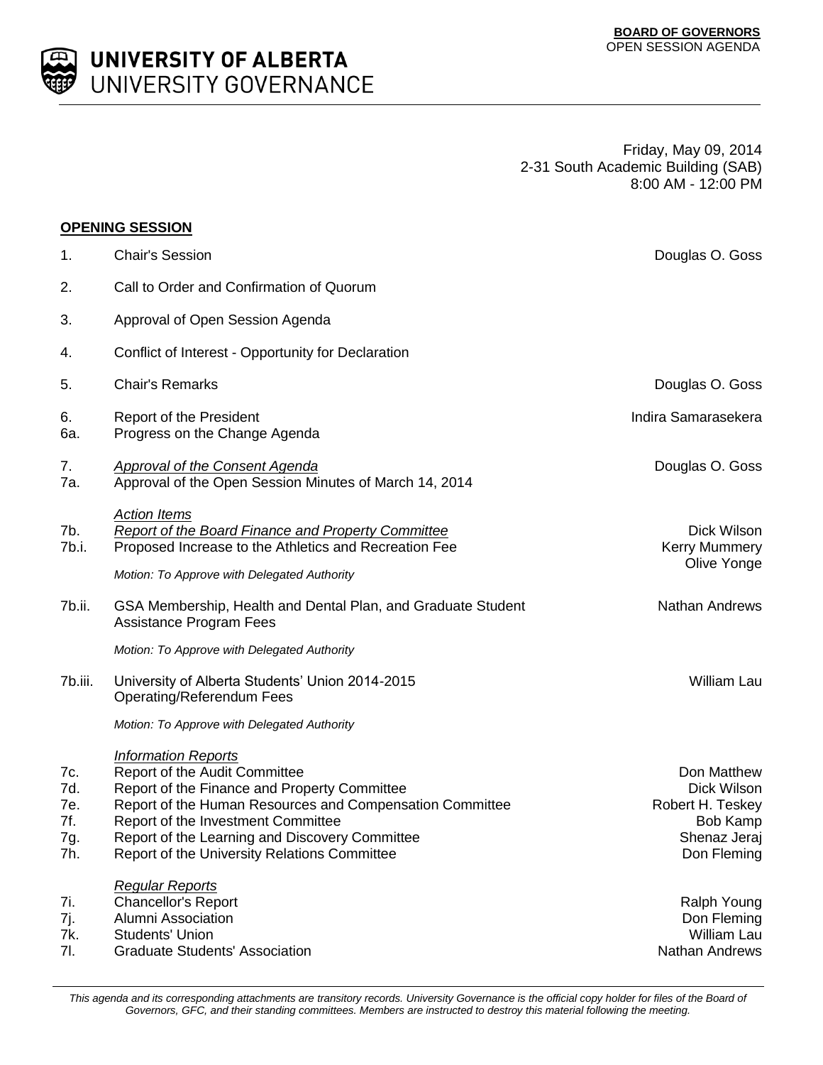**BOARD OF GOVERNORS**
OPEN SESSION AGENDA

# UNIVERSITY OF ALBERTA
## UNIVERSITY GOVERNANCE

Friday, May 09, 2014
2-31 South Academic Building (SAB)
8:00 AM - 12:00 PM

**OPENING SESSION**

| | | |
|---|---|---|
| 1. | Chair's Session | Douglas O. Goss |
| 2. | Call to Order and Confirmation of Quorum | |
| 3. | Approval of Open Session Agenda | |
| 4. | Conflict of Interest - Opportunity for Declaration | |
| 5. | Chair's Remarks | Douglas O. Goss |
| 6. | Report of the President | Indira Samarasekera |
| 6a. | Progress on the Change Agenda | |
| 7. | *Approval of the Consent Agenda* | Douglas O. Goss |
| 7a. | Approval of the Open Session Minutes of March 14, 2014 | |
| | *Action Items* | |
| 7b. | *Report of the Board Finance and Property Committee* | Dick Wilson |
| 7b.i. | Proposed Increase to the Athletics and Recreation Fee | Kerry Mummery, Olive Yonge |
| | *Motion: To Approve with Delegated Authority* | |
| 7b.ii. | GSA Membership, Health and Dental Plan, and Graduate Student Assistance Program Fees | Nathan Andrews |
| | *Motion: To Approve with Delegated Authority* | |
| 7b.iii. | University of Alberta Students' Union 2014-2015 Operating/Referendum Fees | William Lau |
| | *Motion: To Approve with Delegated Authority* | |
| | *Information Reports* | |
| 7c. | Report of the Audit Committee | Don Matthew |
| 7d. | Report of the Finance and Property Committee | Dick Wilson |
| 7e. | Report of the Human Resources and Compensation Committee | Robert H. Teskey |
| 7f. | Report of the Investment Committee | Bob Kamp |
| 7g. | Report of the Learning and Discovery Committee | Shenaz Jeraj |
| 7h. | Report of the University Relations Committee | Don Fleming |
| | *Regular Reports* | |
| 7i. | Chancellor's Report | Ralph Young |
| 7j. | Alumni Association | Don Fleming |
| 7k. | Students' Union | William Lau |
| 7l. | Graduate Students' Association | Nathan Andrews |

*This agenda and its corresponding attachments are transitory records. University Governance is the official copy holder for files of the Board of Governors, GFC, and their standing committees. Members are instructed to destroy this material following the meeting.*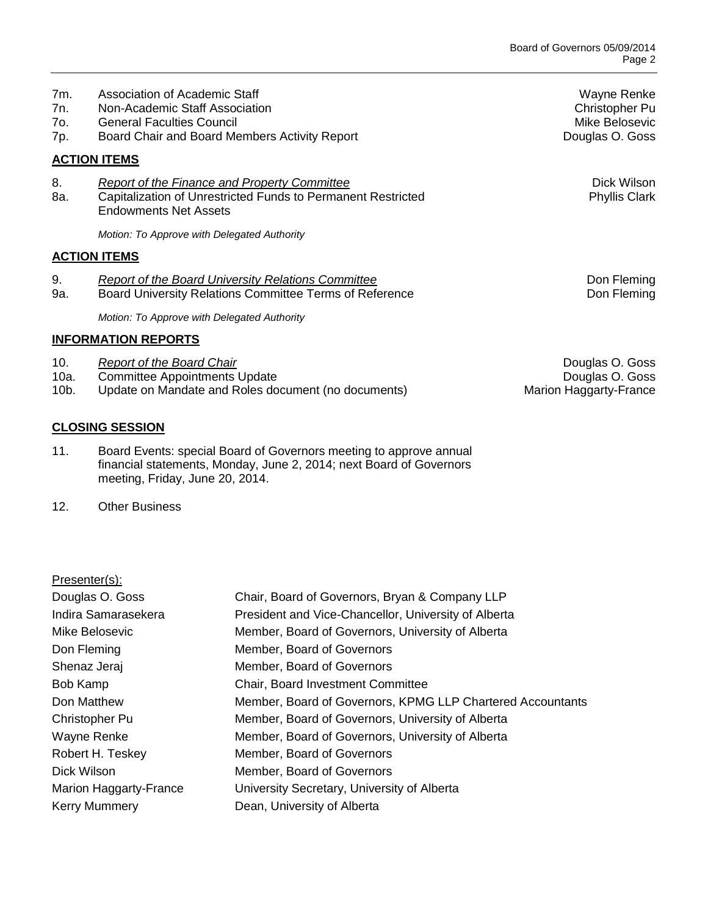| | | |
|---|---|---|
| 7m. | Association of Academic Staff | Wayne Renke |
| 7n. | Non-Academic Staff Association | Christopher Pu |
| 7o. | General Faculties Council | Mike Belosevic |
| 7p. | Board Chair and Board Members Activity Report | Douglas O. Goss |

**ACTION ITEMS**

| | | |
|---|---|---|
| 8. | *Report of the Finance and Property Committee* | Dick Wilson |
| 8a. | Capitalization of Unrestricted Funds to Permanent Restricted Endowments Net Assets | Phyllis Clark |

*Motion: To Approve with Delegated Authority*

**ACTION ITEMS**

| | | |
|---|---|---|
| 9. | *Report of the Board University Relations Committee* | Don Fleming |
| 9a. | Board University Relations Committee Terms of Reference | Don Fleming |

*Motion: To Approve with Delegated Authority*

**INFORMATION REPORTS**

| | | |
|---|---|---|
| 10. | *Report of the Board Chair* | Douglas O. Goss |
| 10a. | Committee Appointments Update | Douglas O. Goss |
| 10b. | Update on Mandate and Roles document (no documents) | Marion Haggarty-France |

**CLOSING SESSION**

11. Board Events: special Board of Governors meeting to approve annual financial statements, Monday, June 2, 2014; next Board of Governors meeting, Friday, June 20, 2014.

12. Other Business

Presenter(s):

| | |
|---|---|
| Douglas O. Goss | Chair, Board of Governors, Bryan & Company LLP |
| Indira Samarasekera | President and Vice-Chancellor, University of Alberta |
| Mike Belosevic | Member, Board of Governors, University of Alberta |
| Don Fleming | Member, Board of Governors |
| Shenaz Jeraj | Member, Board of Governors |
| Bob Kamp | Chair, Board Investment Committee |
| Don Matthew | Member, Board of Governors, KPMG LLP Chartered Accountants |
| Christopher Pu | Member, Board of Governors, University of Alberta |
| Wayne Renke | Member, Board of Governors, University of Alberta |
| Robert H. Teskey | Member, Board of Governors |
| Dick Wilson | Member, Board of Governors |
| Marion Haggarty-France | University Secretary, University of Alberta |
| Kerry Mummery | Dean, University of Alberta |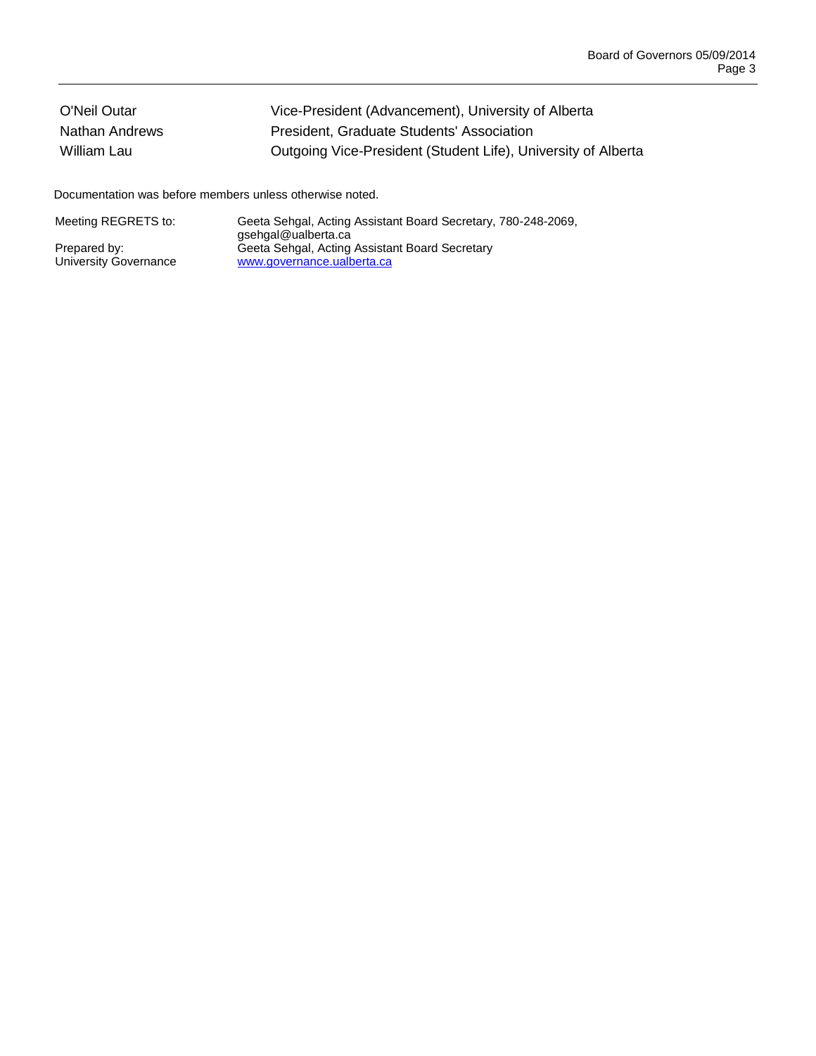| | |
|---|---|
| O'Neil Outar | Vice-President (Advancement), University of Alberta |
| Nathan Andrews | President, Graduate Students' Association |
| William Lau | Outgoing Vice-President (Student Life), University of Alberta |

Documentation was before members unless otherwise noted.

| | |
|---|---|
| Meeting REGRETS to: | Geeta Sehgal, Acting Assistant Board Secretary, 780-248-2069, gsehgal@ualberta.ca |
| Prepared by: | Geeta Sehgal, Acting Assistant Board Secretary |
| University Governance | www.governance.ualberta.ca |